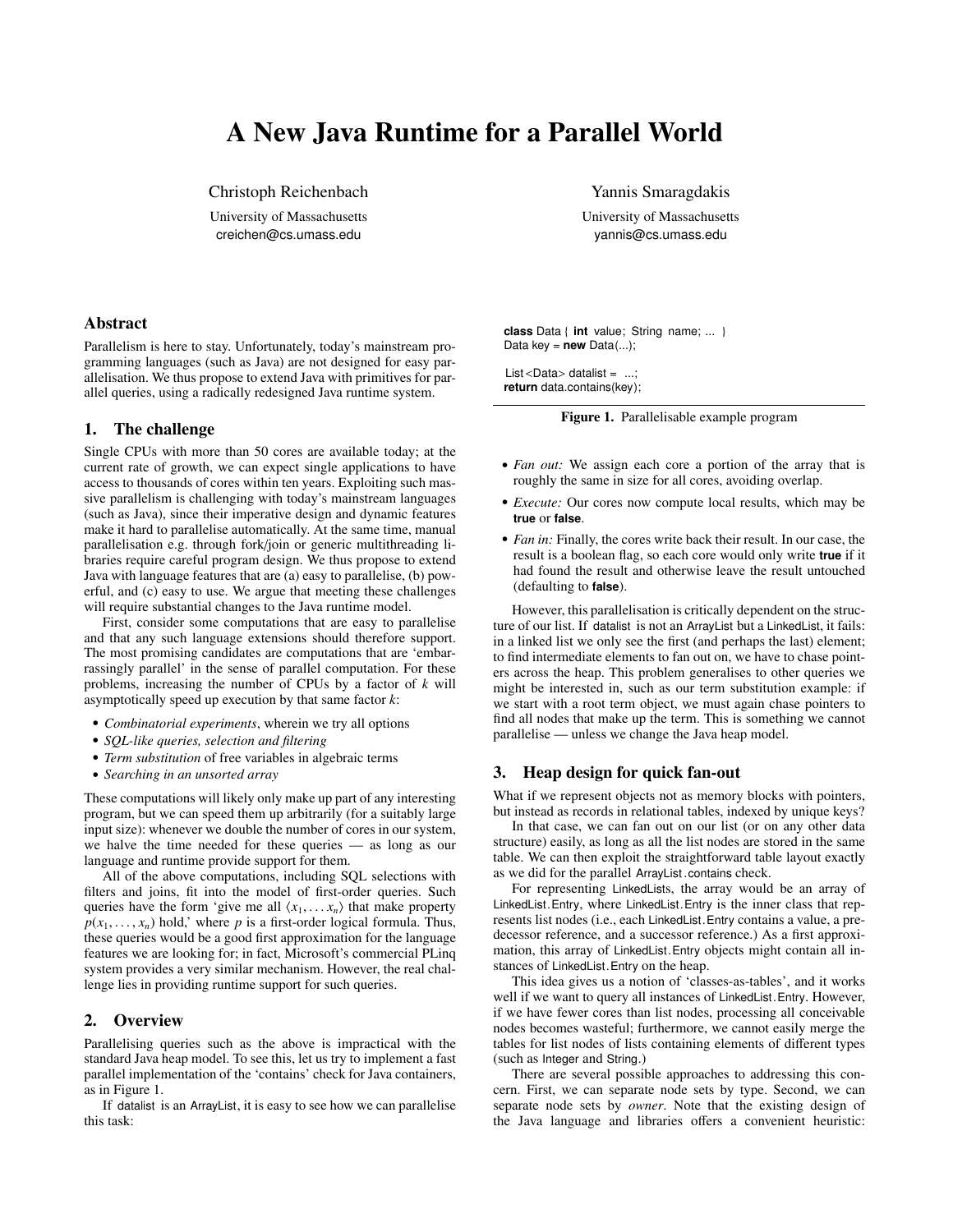# A New Java Runtime for a Parallel World

Christoph Reichenbach
University of Massachusetts
creichen@cs.umass.edu

Yannis Smaragdakis
University of Massachusetts
yannis@cs.umass.edu

## Abstract

Parallelism is here to stay. Unfortunately, today's mainstream programming languages (such as Java) are not designed for easy parallelisation. We thus propose to extend Java with primitives for parallel queries, using a radically redesigned Java runtime system.

## 1. The challenge

Single CPUs with more than 50 cores are available today; at the current rate of growth, we can expect single applications to have access to thousands of cores within ten years. Exploiting such massive parallelism is challenging with today's mainstream languages (such as Java), since their imperative design and dynamic features make it hard to parallelise automatically. At the same time, manual parallelisation e.g. through fork/join or generic multithreading libraries require careful program design. We thus propose to extend Java with language features that are (a) easy to parallelise, (b) powerful, and (c) easy to use. We argue that meeting these challenges will require substantial changes to the Java runtime model.

First, consider some computations that are easy to parallelise and that any such language extensions should therefore support. The most promising candidates are computations that are 'embarrassingly parallel' in the sense of parallel computation. For these problems, increasing the number of CPUs by a factor of $k$ will asymptotically speed up execution by that same factor $k$:

- *Combinatorial experiments*, wherein we try all options
- *SQL-like queries, selection and filtering*
- *Term substitution* of free variables in algebraic terms
- *Searching in an unsorted array*

These computations will likely only make up part of any interesting program, but we can speed them up arbitrarily (for a suitably large input size): whenever we double the number of cores in our system, we halve the time needed for these queries — as long as our language and runtime provide support for them.

All of the above computations, including SQL selections with filters and joins, fit into the model of first-order queries. Such queries have the form 'give me all $\langle x_1, \ldots x_n \rangle$ that make property $p(x_1, \ldots, x_n)$ hold,' where $p$ is a first-order logical formula. Thus, these queries would be a good first approximation for the language features we are looking for; in fact, Microsoft's commercial PLinq system provides a very similar mechanism. However, the real challenge lies in providing runtime support for such queries.

## 2. Overview

Parallelising queries such as the above is impractical with the standard Java heap model. To see this, let us try to implement a fast parallel implementation of the 'contains' check for Java containers, as in Figure 1.

If datalist is an ArrayList, it is easy to see how we can parallelise this task:

```
class Data { int value; String name; ... }
Data key = new Data(...);

List<Data> datalist = ...;
return data.contains(key);
```

**Figure 1.** Parallelisable example program

- *Fan out:* We assign each core a portion of the array that is roughly the same in size for all cores, avoiding overlap.
- *Execute:* Our cores now compute local results, which may be **true** or **false**.
- *Fan in:* Finally, the cores write back their result. In our case, the result is a boolean flag, so each core would only write **true** if it had found the result and otherwise leave the result untouched (defaulting to **false**).

However, this parallelisation is critically dependent on the structure of our list. If datalist is not an ArrayList but a LinkedList, it fails: in a linked list we only see the first (and perhaps the last) element; to find intermediate elements to fan out on, we have to chase pointers across the heap. This problem generalises to other queries we might be interested in, such as our term substitution example: if we start with a root term object, we must again chase pointers to find all nodes that make up the term. This is something we cannot parallelise — unless we change the Java heap model.

## 3. Heap design for quick fan-out

What if we represent objects not as memory blocks with pointers, but instead as records in relational tables, indexed by unique keys?

In that case, we can fan out on our list (or on any other data structure) easily, as long as all the list nodes are stored in the same table. We can then exploit the straightforward table layout exactly as we did for the parallel ArrayList.contains check.

For representing LinkedLists, the array would be an array of LinkedList.Entry, where LinkedList.Entry is the inner class that represents list nodes (i.e., each LinkedList.Entry contains a value, a predecessor reference, and a successor reference.) As a first approximation, this array of LinkedList.Entry objects might contain all instances of LinkedList.Entry on the heap.

This idea gives us a notion of 'classes-as-tables', and it works well if we want to query all instances of LinkedList.Entry. However, if we have fewer cores than list nodes, processing all conceivable nodes becomes wasteful; furthermore, we cannot easily merge the tables for list nodes of lists containing elements of different types (such as Integer and String.)

There are several possible approaches to addressing this concern. First, we can separate node sets by type. Second, we can separate node sets by *owner*. Note that the existing design of the Java language and libraries offers a convenient heuristic: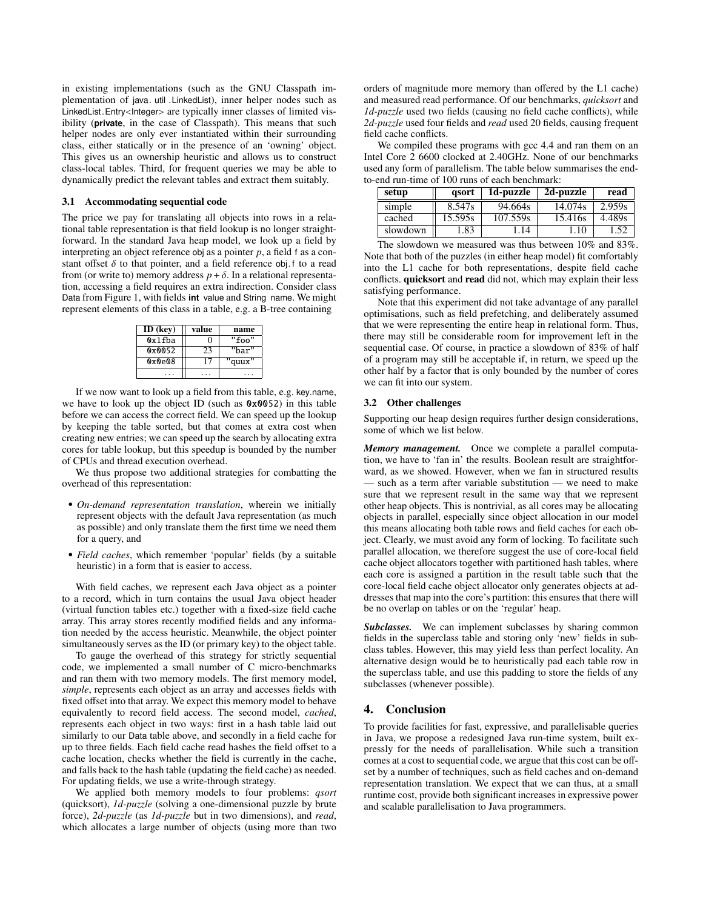in existing implementations (such as the GNU Classpath implementation of java.util.LinkedList), inner helper nodes such as LinkedList.Entry<Integer> are typically inner classes of limited visibility (**private**, in the case of Classpath). This means that such helper nodes are only ever instantiated within their surrounding class, either statically or in the presence of an 'owning' object. This gives us an ownership heuristic and allows us to construct class-local tables. Third, for frequent queries we may be able to dynamically predict the relevant tables and extract them suitably.

### 3.1 Accommodating sequential code

The price we pay for translating all objects into rows in a relational table representation is that field lookup is no longer straightforward. In the standard Java heap model, we look up a field by interpreting an object reference obj as a pointer $p$, a field f as a constant offset $\delta$ to that pointer, and a field reference obj.f to a read from (or write to) memory address $p + \delta$. In a relational representation, accessing a field requires an extra indirection. Consider class Data from Figure 1, with fields **int** value and String name. We might represent elements of this class in a table, e.g. a B-tree containing

| ID (key) | value | name |
|---|---|---|
| 0x1fba | 0 | "foo" |
| 0x0052 | 23 | "bar" |
| 0x0e08 | 17 | "quux" |
| ... | ... | ... |

If we now want to look up a field from this table, e.g. key.name, we have to look up the object ID (such as 0x0052) in this table before we can access the correct field. We can speed up the lookup by keeping the table sorted, but that comes at extra cost when creating new entries; we can speed up the search by allocating extra cores for table lookup, but this speedup is bounded by the number of CPUs and thread execution overhead.

We thus propose two additional strategies for combatting the overhead of this representation:

- *On-demand representation translation*, wherein we initially represent objects with the default Java representation (as much as possible) and only translate them the first time we need them for a query, and
- *Field caches*, which remember 'popular' fields (by a suitable heuristic) in a form that is easier to access.

With field caches, we represent each Java object as a pointer to a record, which in turn contains the usual Java object header (virtual function tables etc.) together with a fixed-size field cache array. This array stores recently modified fields and any information needed by the access heuristic. Meanwhile, the object pointer simultaneously serves as the ID (or primary key) to the object table.

To gauge the overhead of this strategy for strictly sequential code, we implemented a small number of C micro-benchmarks and ran them with two memory models. The first memory model, *simple*, represents each object as an array and accesses fields with fixed offset into that array. We expect this memory model to behave equivalently to record field access. The second model, *cached*, represents each object in two ways: first in a hash table laid out similarly to our Data table above, and secondly in a field cache for up to three fields. Each field cache read hashes the field offset to a cache location, checks whether the field is currently in the cache, and falls back to the hash table (updating the field cache) as needed. For updating fields, we use a write-through strategy.

We applied both memory models to four problems: *qsort* (quicksort), *1d-puzzle* (solving a one-dimensional puzzle by brute force), *2d-puzzle* (as *1d-puzzle* but in two dimensions), and *read*, which allocates a large number of objects (using more than two orders of magnitude more memory than offered by the L1 cache) and measured read performance. Of our benchmarks, *quicksort* and *1d-puzzle* used two fields (causing no field cache conflicts), while *2d-puzzle* used four fields and *read* used 20 fields, causing frequent field cache conflicts.

We compiled these programs with gcc 4.4 and ran them on an Intel Core 2 6600 clocked at 2.40GHz. None of our benchmarks used any form of parallelism. The table below summarises the end-to-end run-time of 100 runs of each benchmark:

| setup | qsort | 1d-puzzle | 2d-puzzle | read |
|---|---|---|---|---|
| simple | 8.547s | 94.664s | 14.074s | 2.959s |
| cached | 15.595s | 107.559s | 15.416s | 4.489s |
| slowdown | 1.83 | 1.14 | 1.10 | 1.52 |

The slowdown we measured was thus between 10% and 83%. Note that both of the puzzles (in either heap model) fit comfortably into the L1 cache for both representations, despite field cache conflicts. **quicksort** and **read** did not, which may explain their less satisfying performance.

Note that this experiment did not take advantage of any parallel optimisations, such as field prefetching, and deliberately assumed that we were representing the entire heap in relational form. Thus, there may still be considerable room for improvement left in the sequential case. Of course, in practice a slowdown of 83% of half of a program may still be acceptable if, in return, we speed up the other half by a factor that is only bounded by the number of cores we can fit into our system.

### 3.2 Other challenges

Supporting our heap design requires further design considerations, some of which we list below.

***Memory management.*** Once we complete a parallel computation, we have to 'fan in' the results. Boolean result are straightforward, as we showed. However, when we fan in structured results — such as a term after variable substitution — we need to make sure that we represent result in the same way that we represent other heap objects. This is nontrivial, as all cores may be allocating objects in parallel, especially since object allocation in our model this means allocating both table rows and field caches for each object. Clearly, we must avoid any form of locking. To facilitate such parallel allocation, we therefore suggest the use of core-local field cache object allocators together with partitioned hash tables, where each core is assigned a partition in the result table such that the core-local field cache object allocator only generates objects at addresses that map into the core's partition: this ensures that there will be no overlap on tables or on the 'regular' heap.

***Subclasses.*** We can implement subclasses by sharing common fields in the superclass table and storing only 'new' fields in subclass tables. However, this may yield less than perfect locality. An alternative design would be to heuristically pad each table row in the superclass table, and use this padding to store the fields of any subclasses (whenever possible).

## 4. Conclusion

To provide facilities for fast, expressive, and parallelisable queries in Java, we propose a redesigned Java run-time system, built expressly for the needs of parallelisation. While such a transition comes at a cost to sequential code, we argue that this cost can be offset by a number of techniques, such as field caches and on-demand representation translation. We expect that we can thus, at a small runtime cost, provide both significant increases in expressive power and scalable parallelisation to Java programmers.